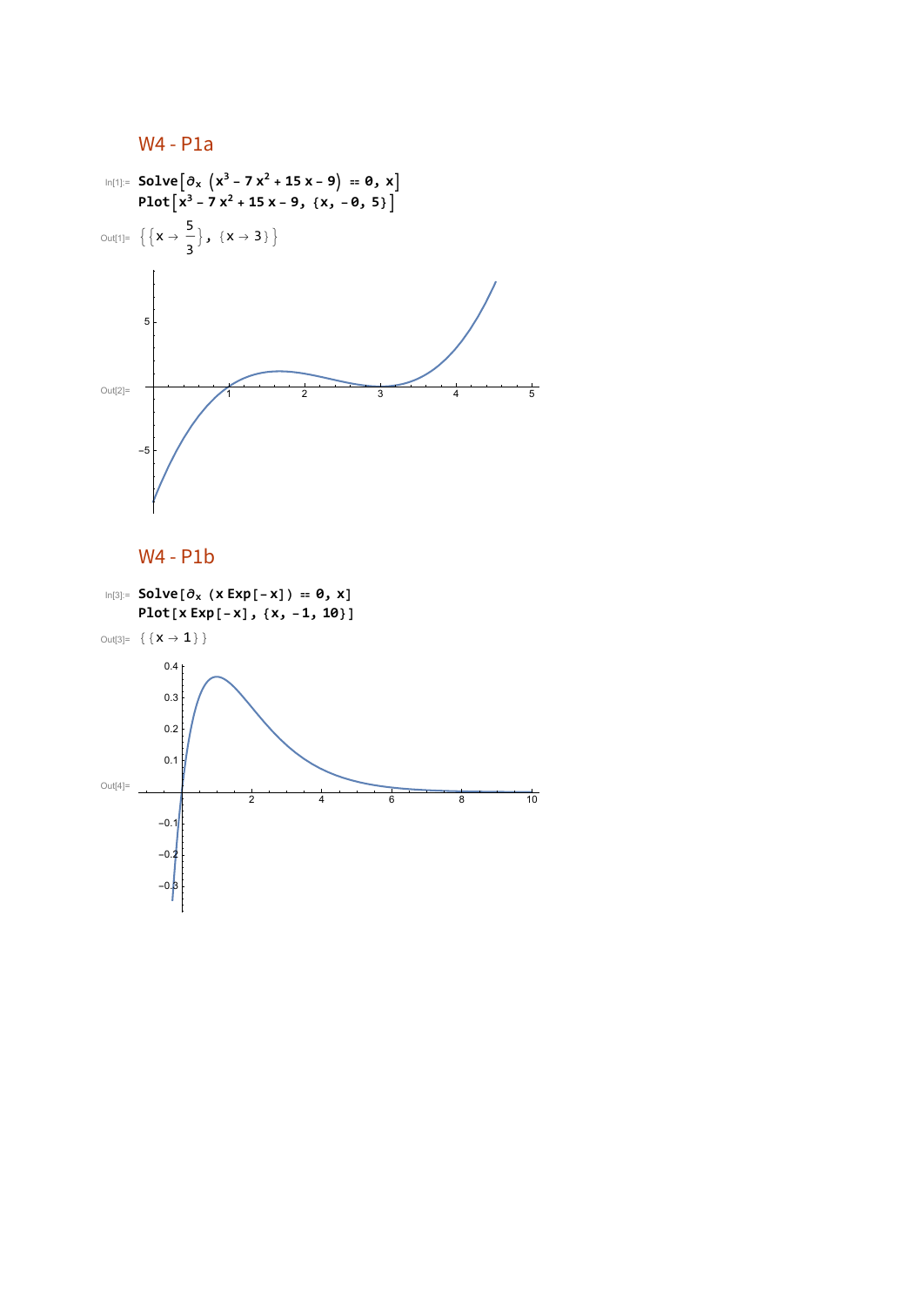## W4 - P1a

```
In[1]:= Solve[∂x (x^3 - 7 x^2 + 15 x - 9) == 0, x]
        Plot[x^3 - 7 x^2 + 15 x - 9, {x, -0, 5}]
```

Out[1]= $\left\{\left\{x \to \frac{5}{3}\right\}, \{x \to 3\}\right\}$

Out[2]=

## W4 - P1b

```
In[3]:= Solve[∂x (x Exp[-x]) == 0, x]
        Plot[x Exp[-x], {x, -1, 10}]
```

Out[3]= $\{\{x \to 1\}\}$

Out[4]=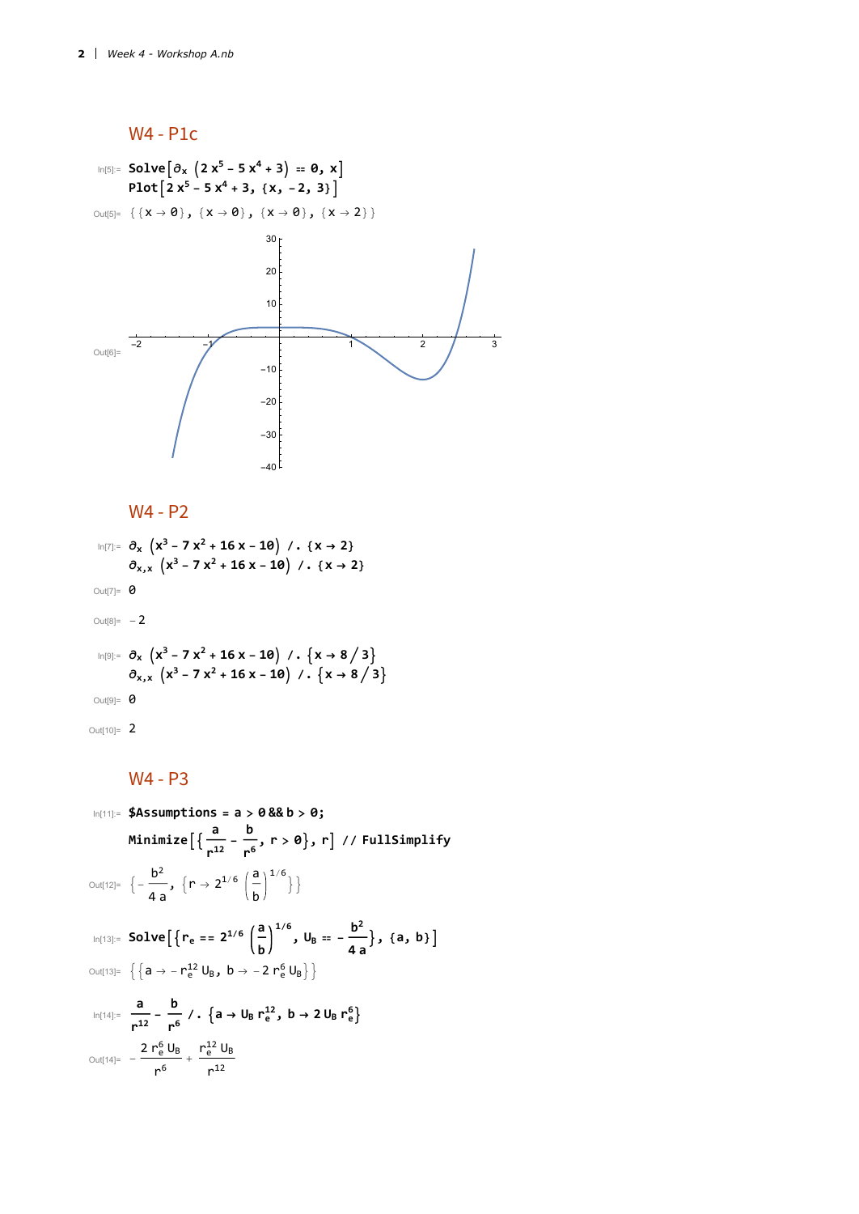## W4 - P1c

```
In[5]:= Solve[∂x (2 x^5 - 5 x^4 + 3) == 0, x]
        Plot[2 x^5 - 5 x^4 + 3, {x, -2, 3}]

Out[5]= {{x → 0}, {x → 0}, {x → 0}, {x → 2}}
```

Out[6]=

## W4 - P2

```
In[7]:= ∂x (x^3 - 7 x^2 + 16 x - 10) /. {x → 2}
        ∂x,x (x^3 - 7 x^2 + 16 x - 10) /. {x → 2}

Out[7]= 0

Out[8]= -2

In[9]:= ∂x (x^3 - 7 x^2 + 16 x - 10) /. {x → 8/3}
        ∂x,x (x^3 - 7 x^2 + 16 x - 10) /. {x → 8/3}

Out[9]= 0

Out[10]= 2
```

## W4 - P3

```
In[11]:= $Assumptions = a > 0 && b > 0;
         Minimize[{a/r^12 - b/r^6, r > 0}, r] // FullSimplify
```

Out[12]= $\left\{-\frac{b^2}{4a}, \left\{r \to 2^{1/6} \left(\frac{a}{b}\right)^{1/6}\right\}\right\}$

In[13]:= `Solve[{`$r_e == 2^{1/6} \left(\frac{a}{b}\right)^{1/6}$, $U_B == -\frac{b^2}{4a}$`}, {a, b}]`

Out[13]= $\left\{\left\{a \to -r_e^{12} U_B, b \to -2 r_e^6 U_B\right\}\right\}$

In[14]:= $\frac{a}{r^{12}} - \frac{b}{r^6}$ `/.` $\left\{a \to U_B r_e^{12}, b \to 2 U_B r_e^6\right\}$

Out[14]= $-\frac{2 r_e^6 U_B}{r^6} + \frac{r_e^{12} U_B}{r^{12}}$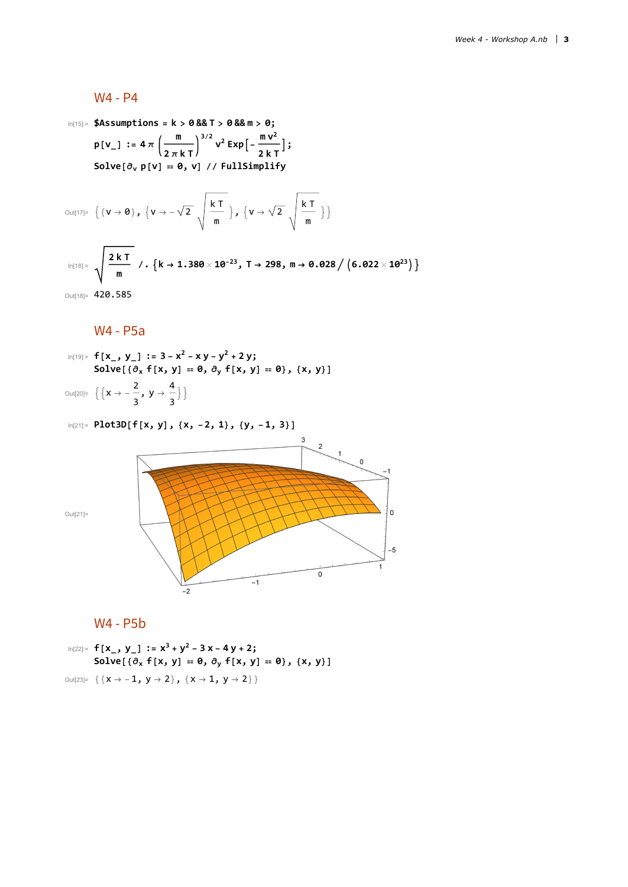## W4 - P4

```
In[15]:= $Assumptions = k > 0 && T > 0 && m > 0;
         p[v_] := 4 π (m/(2 π k T))^(3/2) v^2 Exp[-m v^2/(2 k T)];
         Solve[∂v p[v] == 0, v] // FullSimplify
```

Out[17]= $\left\{\{v \to 0\}, \left\{v \to -\sqrt{2}\sqrt{\frac{k\,T}{m}}\right\}, \left\{v \to \sqrt{2}\sqrt{\frac{k\,T}{m}}\right\}\right\}$

```
In[18]:= Sqrt[2 k T/m] /. {k → 1.380 × 10^-23, T → 298, m → 0.028/(6.022 × 10^23)}
```

Out[18]= 420.585

## W4 - P5a

```
In[19]:= f[x_, y_] := 3 - x^2 - x y - y^2 + 2 y;
         Solve[{∂x f[x, y] == 0, ∂y f[x, y] == 0}, {x, y}]
```

Out[20]= $\left\{\left\{x \to -\frac{2}{3}, y \to \frac{4}{3}\right\}\right\}$

```
In[21]:= Plot3D[f[x, y], {x, -2, 1}, {y, -1, 3}]
```

Out[21]=

## W4 - P5b

```
In[22]:= f[x_, y_] := x^3 + y^2 - 3 x - 4 y + 2;
         Solve[{∂x f[x, y] == 0, ∂y f[x, y] == 0}, {x, y}]
```

Out[23]= $\{\{x \to -1, y \to 2\}, \{x \to 1, y \to 2\}\}$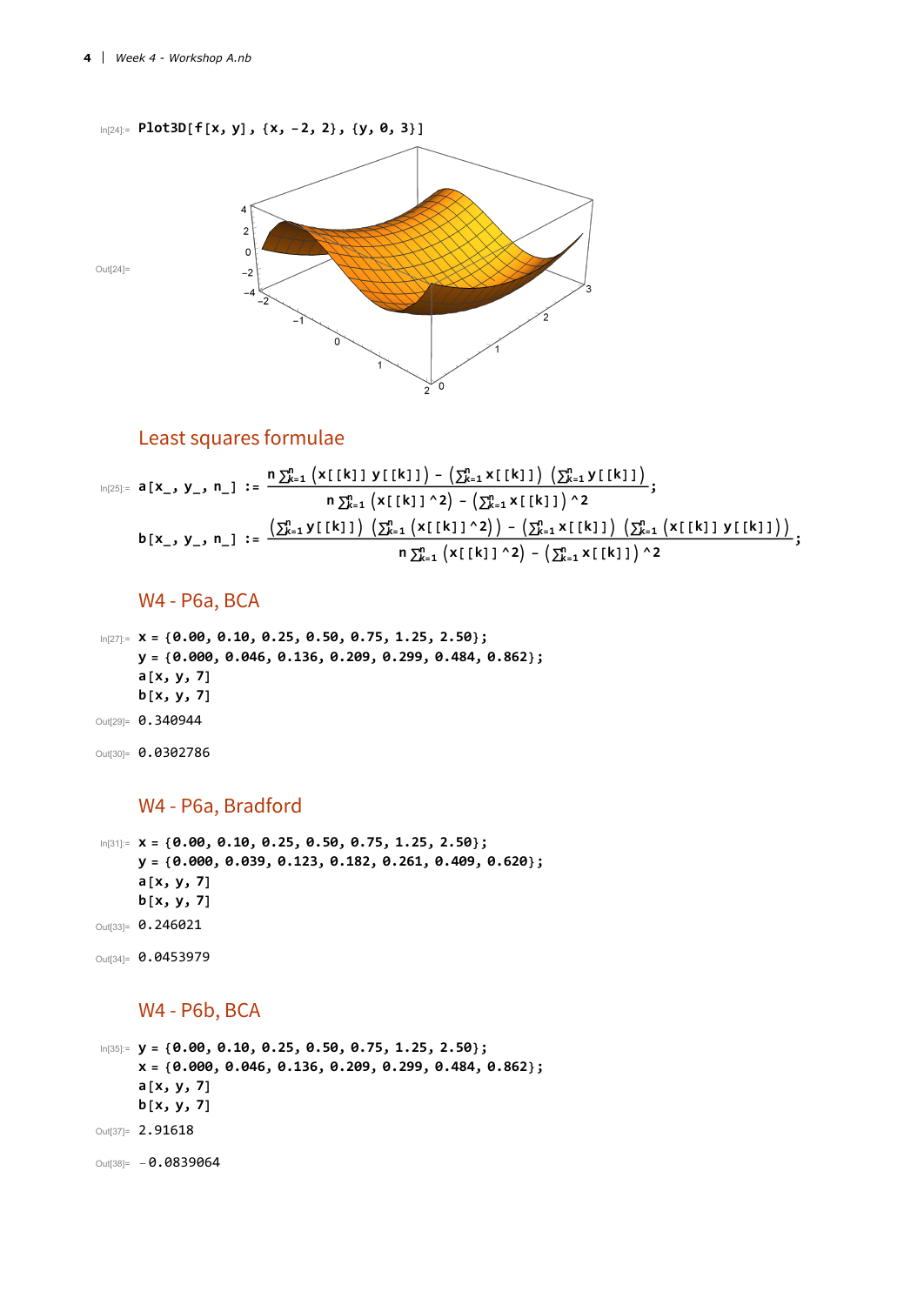```
In[24]:= Plot3D[f[x, y], {x, -2, 2}, {y, 0, 3}]
```

Out[24]=

## Least squares formulae

```
In[25]:= a[x_, y_, n_] := (n Sum[x[[k]] y[[k]], {k, 1, n}] - (Sum[x[[k]], {k, 1, n}]) (Sum[y[[k]], {k, 1, n}])) / (n Sum[x[[k]]^2, {k, 1, n}] - (Sum[x[[k]], {k, 1, n}])^2);

b[x_, y_, n_] := ((Sum[y[[k]], {k, 1, n}]) (Sum[x[[k]]^2, {k, 1, n}]) - (Sum[x[[k]], {k, 1, n}]) (Sum[x[[k]] y[[k]], {k, 1, n}])) / (n Sum[x[[k]]^2, {k, 1, n}] - (Sum[x[[k]], {k, 1, n}])^2);
```

$$a[x\_, y\_, n\_] := \frac{n \sum_{k=1}^{n} (x[[k]]\, y[[k]]) - \left(\sum_{k=1}^{n} x[[k]]\right)\left(\sum_{k=1}^{n} y[[k]]\right)}{n \sum_{k=1}^{n} (x[[k]]^2) - \left(\sum_{k=1}^{n} x[[k]]\right)^2};$$

$$b[x\_, y\_, n\_] := \frac{\left(\sum_{k=1}^{n} y[[k]]\right)\left(\sum_{k=1}^{n} (x[[k]]^2)\right) - \left(\sum_{k=1}^{n} x[[k]]\right)\left(\sum_{k=1}^{n} (x[[k]]\, y[[k]])\right)}{n \sum_{k=1}^{n} (x[[k]]^2) - \left(\sum_{k=1}^{n} x[[k]]\right)^2};$$

## W4 - P6a, BCA

```
In[27]:= x = {0.00, 0.10, 0.25, 0.50, 0.75, 1.25, 2.50};
y = {0.000, 0.046, 0.136, 0.209, 0.299, 0.484, 0.862};
a[x, y, 7]
b[x, y, 7]

Out[29]= 0.340944

Out[30]= 0.0302786
```

## W4 - P6a, Bradford

```
In[31]:= x = {0.00, 0.10, 0.25, 0.50, 0.75, 1.25, 2.50};
y = {0.000, 0.039, 0.123, 0.182, 0.261, 0.409, 0.620};
a[x, y, 7]
b[x, y, 7]

Out[33]= 0.246021

Out[34]= 0.0453979
```

## W4 - P6b, BCA

```
In[35]:= y = {0.00, 0.10, 0.25, 0.50, 0.75, 1.25, 2.50};
x = {0.000, 0.046, 0.136, 0.209, 0.299, 0.484, 0.862};
a[x, y, 7]
b[x, y, 7]

Out[37]= 2.91618

Out[38]= -0.0839064
```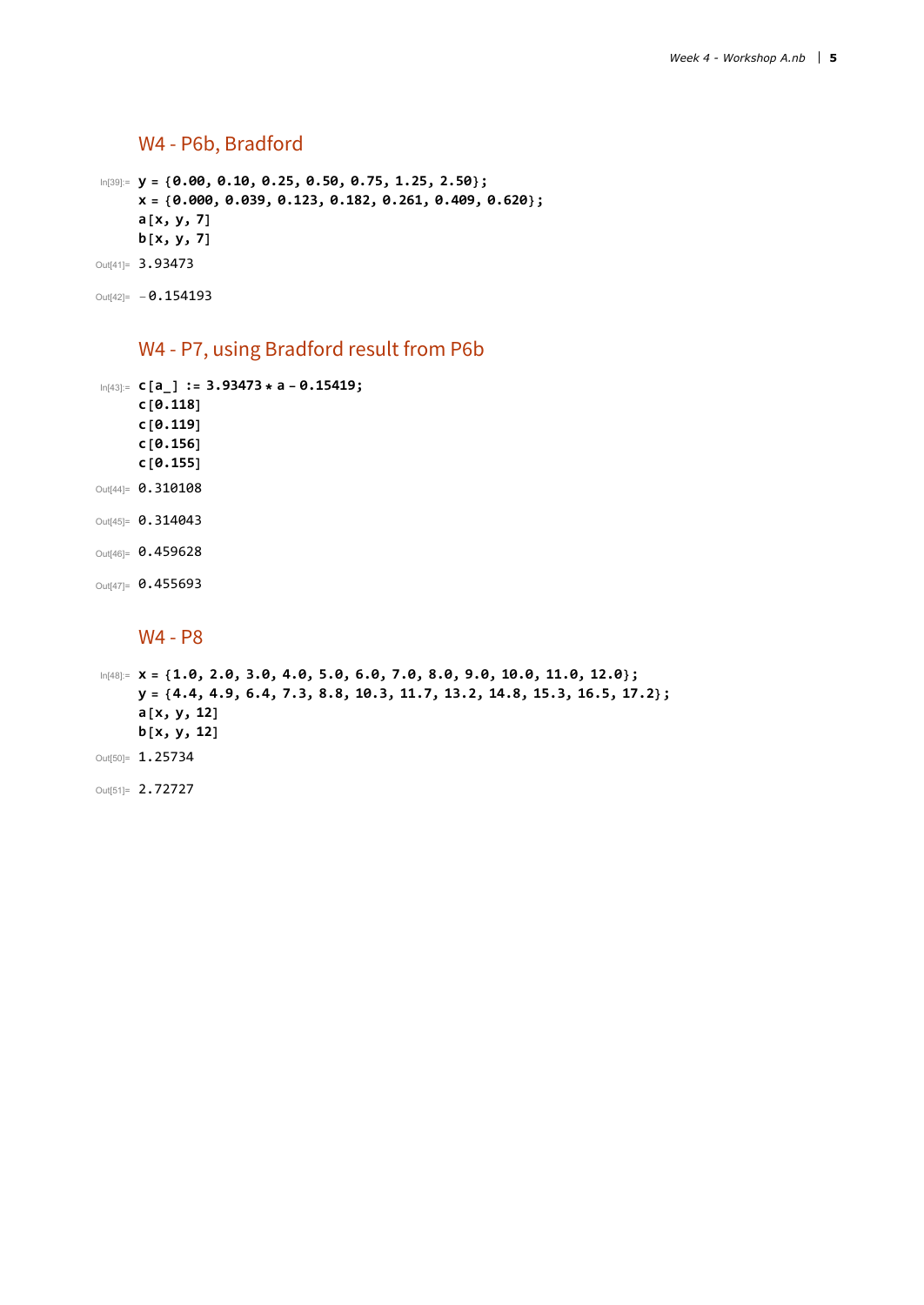## W4 - P6b, Bradford

```
In[39]:= y = {0.00, 0.10, 0.25, 0.50, 0.75, 1.25, 2.50};
         x = {0.000, 0.039, 0.123, 0.182, 0.261, 0.409, 0.620};
         a[x, y, 7]
         b[x, y, 7]

Out[41]= 3.93473

Out[42]= -0.154193
```

## W4 - P7, using Bradford result from P6b

```
In[43]:= c[a_] := 3.93473 * a - 0.15419;
         c[0.118]
         c[0.119]
         c[0.156]
         c[0.155]

Out[44]= 0.310108

Out[45]= 0.314043

Out[46]= 0.459628

Out[47]= 0.455693
```

## W4 - P8

```
In[48]:= x = {1.0, 2.0, 3.0, 4.0, 5.0, 6.0, 7.0, 8.0, 9.0, 10.0, 11.0, 12.0};
         y = {4.4, 4.9, 6.4, 7.3, 8.8, 10.3, 11.7, 13.2, 14.8, 15.3, 16.5, 17.2};
         a[x, y, 12]
         b[x, y, 12]

Out[50]= 1.25734

Out[51]= 2.72727
```